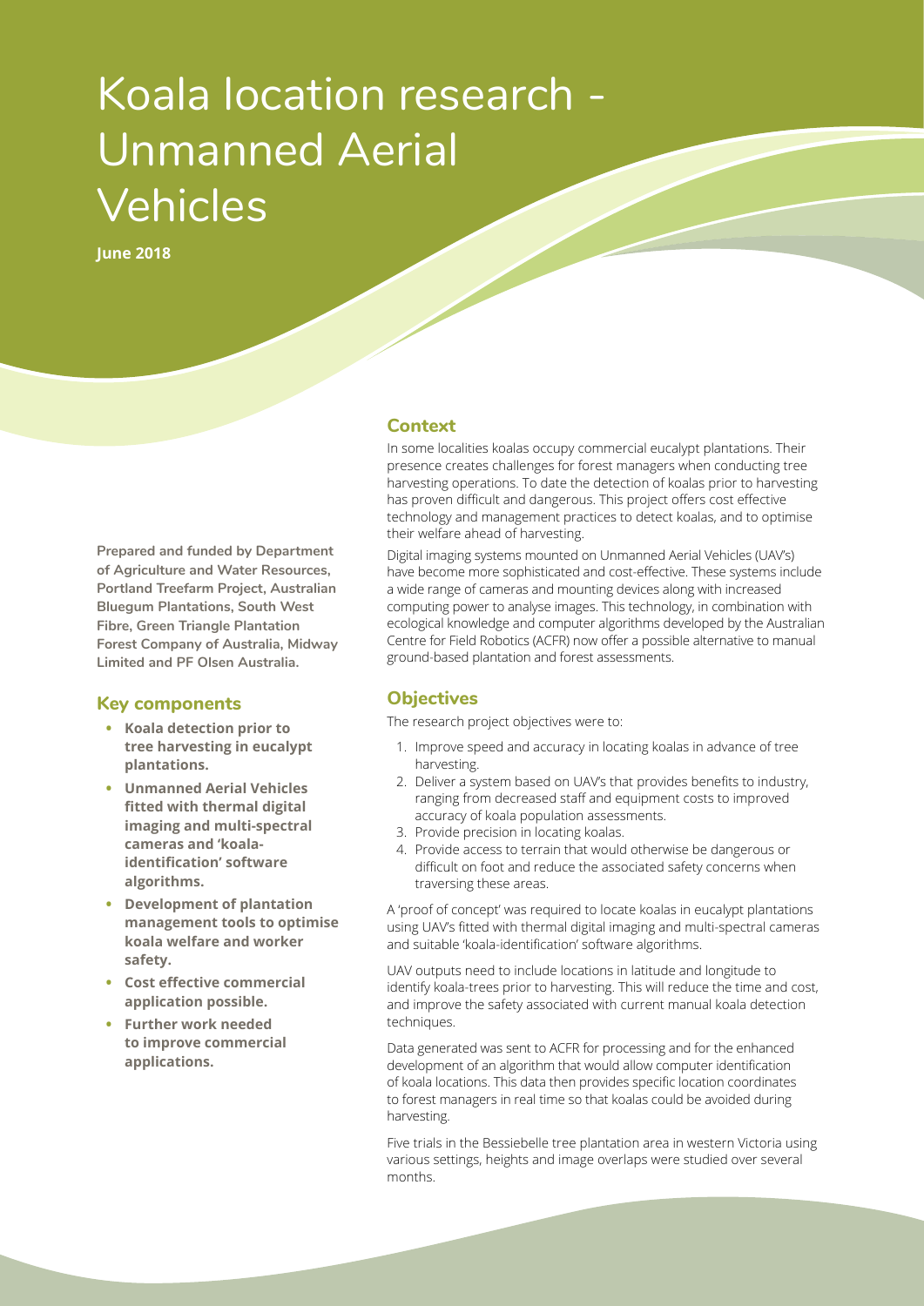# Koala location research - Unmanned Aerial Vehicles

**June 2018**

**Prepared and funded by Department of Agriculture and Water Resources, Portland Treefarm Project, Australian Bluegum Plantations, South West Fibre, Green Triangle Plantation Forest Company of Australia, Midway Limited and PF Olsen Australia.**

## Key components

- **Koala detection prior to tree harvesting in eucalypt plantations.**
- **Unmanned Aerial Vehicles fitted with thermal digital imaging and multi-spectral cameras and 'koala-identification' software algorithms.**
- **Development of plantation management tools to optimise koala welfare and worker safety.**
- **Cost effective commercial application possible.**
- **Further work needed to improve commercial applications.**

## Context

In some localities koalas occupy commercial eucalypt plantations. Their presence creates challenges for forest managers when conducting tree harvesting operations. To date the detection of koalas prior to harvesting has proven difficult and dangerous. This project offers cost effective technology and management practices to detect koalas, and to optimise their welfare ahead of harvesting.

Digital imaging systems mounted on Unmanned Aerial Vehicles (UAV's) have become more sophisticated and cost-effective. These systems include a wide range of cameras and mounting devices along with increased computing power to analyse images. This technology, in combination with ecological knowledge and computer algorithms developed by the Australian Centre for Field Robotics (ACFR) now offer a possible alternative to manual ground-based plantation and forest assessments.

## Objectives

The research project objectives were to:

1. Improve speed and accuracy in locating koalas in advance of tree harvesting.
2. Deliver a system based on UAV's that provides benefits to industry, ranging from decreased staff and equipment costs to improved accuracy of koala population assessments.
3. Provide precision in locating koalas.
4. Provide access to terrain that would otherwise be dangerous or difficult on foot and reduce the associated safety concerns when traversing these areas.

A 'proof of concept' was required to locate koalas in eucalypt plantations using UAV's fitted with thermal digital imaging and multi-spectral cameras and suitable 'koala-identification' software algorithms.

UAV outputs need to include locations in latitude and longitude to identify koala-trees prior to harvesting. This will reduce the time and cost, and improve the safety associated with current manual koala detection techniques.

Data generated was sent to ACFR for processing and for the enhanced development of an algorithm that would allow computer identification of koala locations. This data then provides specific location coordinates to forest managers in real time so that koalas could be avoided during harvesting.

Five trials in the Bessiebelle tree plantation area in western Victoria using various settings, heights and image overlaps were studied over several months.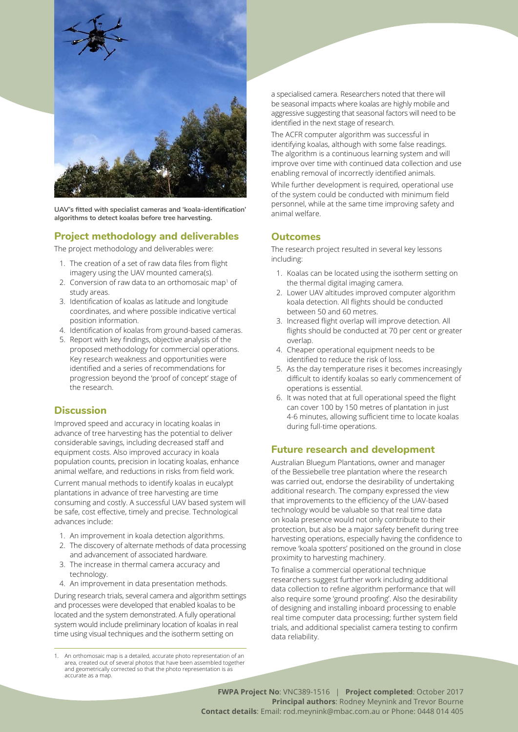UAV's fitted with specialist cameras and 'koala-identification' algorithms to detect koalas before tree harvesting.

## Project methodology and deliverables

The project methodology and deliverables were:

1. The creation of a set of raw data files from flight imagery using the UAV mounted camera(s).
2. Conversion of raw data to an orthomosaic map[1] of study areas.
3. Identification of koalas as latitude and longitude coordinates, and where possible indicative vertical position information.
4. Identification of koalas from ground-based cameras.
5. Report with key findings, objective analysis of the proposed methodology for commercial operations. Key research weakness and opportunities were identified and a series of recommendations for progression beyond the 'proof of concept' stage of the research.

## Discussion

Improved speed and accuracy in locating koalas in advance of tree harvesting has the potential to deliver considerable savings, including decreased staff and equipment costs. Also improved accuracy in koala population counts, precision in locating koalas, enhance animal welfare, and reductions in risks from field work.

Current manual methods to identify koalas in eucalypt plantations in advance of tree harvesting are time consuming and costly. A successful UAV based system will be safe, cost effective, timely and precise. Technological advances include:

1. An improvement in koala detection algorithms.
2. The discovery of alternate methods of data processing and advancement of associated hardware.
3. The increase in thermal camera accuracy and technology.
4. An improvement in data presentation methods.

During research trials, several camera and algorithm settings and processes were developed that enabled koalas to be located and the system demonstrated. A fully operational system would include preliminary location of koalas in real time using visual techniques and the isotherm setting on a specialised camera. Researchers noted that there will be seasonal impacts where koalas are highly mobile and aggressive suggesting that seasonal factors will need to be identified in the next stage of research.

The ACFR computer algorithm was successful in identifying koalas, although with some false readings. The algorithm is a continuous learning system and will improve over time with continued data collection and use enabling removal of incorrectly identified animals.

While further development is required, operational use of the system could be conducted with minimum field personnel, while at the same time improving safety and animal welfare.

## Outcomes

The research project resulted in several key lessons including:

1. Koalas can be located using the isotherm setting on the thermal digital imaging camera.
2. Lower UAV altitudes improved computer algorithm koala detection. All flights should be conducted between 50 and 60 metres.
3. Increased flight overlap will improve detection. All flights should be conducted at 70 per cent or greater overlap.
4. Cheaper operational equipment needs to be identified to reduce the risk of loss.
5. As the day temperature rises it becomes increasingly difficult to identify koalas so early commencement of operations is essential.
6. It was noted that at full operational speed the flight can cover 100 by 150 metres of plantation in just 4-6 minutes, allowing sufficient time to locate koalas during full-time operations.

## Future research and development

Australian Bluegum Plantations, owner and manager of the Bessiebelle tree plantation where the research was carried out, endorse the desirability of undertaking additional research. The company expressed the view that improvements to the efficiency of the UAV-based technology would be valuable so that real time data on koala presence would not only contribute to their protection, but also be a major safety benefit during tree harvesting operations, especially having the confidence to remove 'koala spotters' positioned on the ground in close proximity to harvesting machinery.

To finalise a commercial operational technique researchers suggest further work including additional data collection to refine algorithm performance that will also require some 'ground proofing'. Also the desirability of designing and installing inboard processing to enable real time computer data processing; further system field trials, and additional specialist camera testing to confirm data reliability.

1. An orthomosaic map is a detailed, accurate photo representation of an area, created out of several photos that have been assembled together and geometrically corrected so that the photo representation is as accurate as a map.

**FWPA Project No**: VNC389-1516 | **Project completed**: October 2017
**Principal authors**: Rodney Meynink and Trevor Bourne
**Contact details**: Email: rod.meynink@mbac.com.au or Phone: 0448 014 405